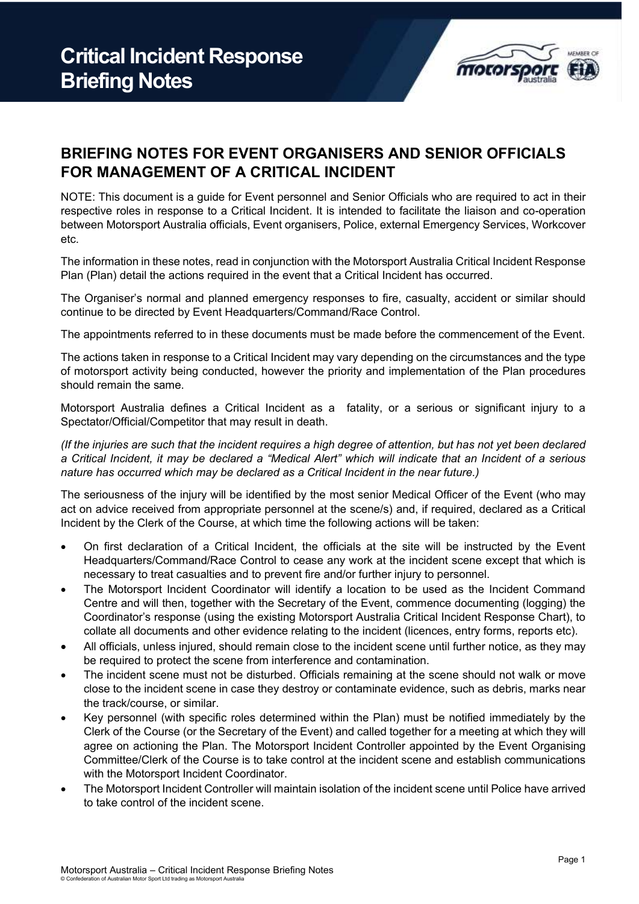# Critical Incident Response Briefing Notes

## BRIEFING NOTES FOR EVENT ORGANISERS AND SENIOR OFFICIALS FOR MANAGEMENT OF A CRITICAL INCIDENT

NOTE: This document is a guide for Event personnel and Senior Officials who are required to act in their respective roles in response to a Critical Incident. It is intended to facilitate the liaison and co-operation between Motorsport Australia officials, Event organisers, Police, external Emergency Services, Workcover etc.

The information in these notes, read in conjunction with the Motorsport Australia Critical Incident Response Plan (Plan) detail the actions required in the event that a Critical Incident has occurred.

The Organiser's normal and planned emergency responses to fire, casualty, accident or similar should continue to be directed by Event Headquarters/Command/Race Control.

The appointments referred to in these documents must be made before the commencement of the Event.

The actions taken in response to a Critical Incident may vary depending on the circumstances and the type of motorsport activity being conducted, however the priority and implementation of the Plan procedures should remain the same.

Motorsport Australia defines a Critical Incident as a fatality, or a serious or significant injury to a Spectator/Official/Competitor that may result in death.

*(If the injuries are such that the incident requires a high degree of attention, but has not yet been declared a Critical Incident, it may be declared a "Medical Alert" which will indicate that an Incident of a serious nature has occurred which may be declared as a Critical Incident in the near future.)*

The seriousness of the injury will be identified by the most senior Medical Officer of the Event (who may act on advice received from appropriate personnel at the scene/s) and, if required, declared as a Critical Incident by the Clerk of the Course, at which time the following actions will be taken:

- On first declaration of a Critical Incident, the officials at the site will be instructed by the Event Headquarters/Command/Race Control to cease any work at the incident scene except that which is necessary to treat casualties and to prevent fire and/or further injury to personnel.
- The Motorsport Incident Coordinator will identify a location to be used as the Incident Command Centre and will then, together with the Secretary of the Event, commence documenting (logging) the Coordinator's response (using the existing Motorsport Australia Critical Incident Response Chart), to collate all documents and other evidence relating to the incident (licences, entry forms, reports etc).
- All officials, unless injured, should remain close to the incident scene until further notice, as they may be required to protect the scene from interference and contamination.
- The incident scene must not be disturbed. Officials remaining at the scene should not walk or move close to the incident scene in case they destroy or contaminate evidence, such as debris, marks near the track/course, or similar.
- Key personnel (with specific roles determined within the Plan) must be notified immediately by the Clerk of the Course (or the Secretary of the Event) and called together for a meeting at which they will agree on actioning the Plan. The Motorsport Incident Controller appointed by the Event Organising Committee/Clerk of the Course is to take control at the incident scene and establish communications with the Motorsport Incident Coordinator.
- The Motorsport Incident Controller will maintain isolation of the incident scene until Police have arrived to take control of the incident scene.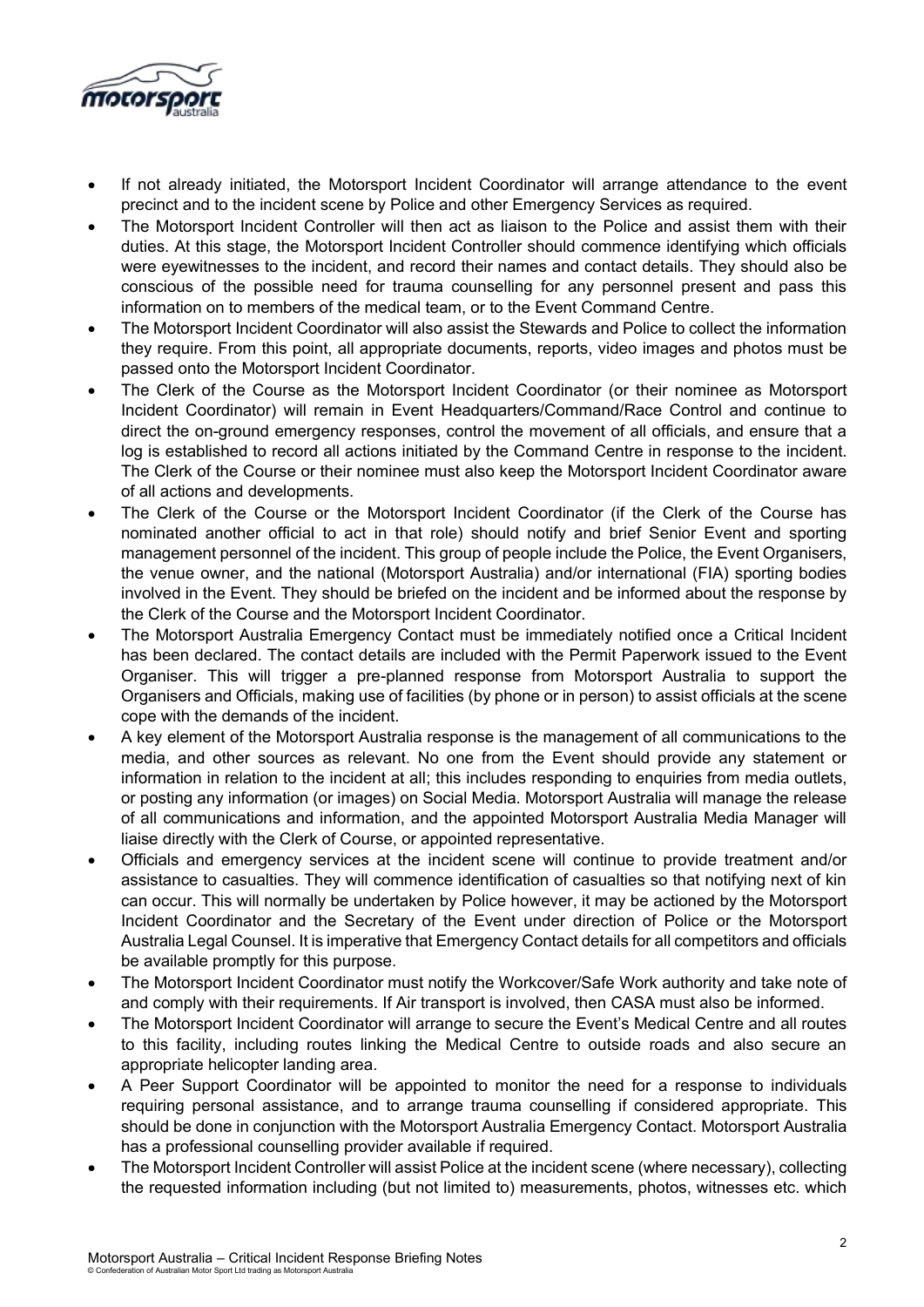- If not already initiated, the Motorsport Incident Coordinator will arrange attendance to the event precinct and to the incident scene by Police and other Emergency Services as required.
- The Motorsport Incident Controller will then act as liaison to the Police and assist them with their duties. At this stage, the Motorsport Incident Controller should commence identifying which officials were eyewitnesses to the incident, and record their names and contact details. They should also be conscious of the possible need for trauma counselling for any personnel present and pass this information on to members of the medical team, or to the Event Command Centre.
- The Motorsport Incident Coordinator will also assist the Stewards and Police to collect the information they require. From this point, all appropriate documents, reports, video images and photos must be passed onto the Motorsport Incident Coordinator.
- The Clerk of the Course as the Motorsport Incident Coordinator (or their nominee as Motorsport Incident Coordinator) will remain in Event Headquarters/Command/Race Control and continue to direct the on-ground emergency responses, control the movement of all officials, and ensure that a log is established to record all actions initiated by the Command Centre in response to the incident. The Clerk of the Course or their nominee must also keep the Motorsport Incident Coordinator aware of all actions and developments.
- The Clerk of the Course or the Motorsport Incident Coordinator (if the Clerk of the Course has nominated another official to act in that role) should notify and brief Senior Event and sporting management personnel of the incident. This group of people include the Police, the Event Organisers, the venue owner, and the national (Motorsport Australia) and/or international (FIA) sporting bodies involved in the Event. They should be briefed on the incident and be informed about the response by the Clerk of the Course and the Motorsport Incident Coordinator.
- The Motorsport Australia Emergency Contact must be immediately notified once a Critical Incident has been declared. The contact details are included with the Permit Paperwork issued to the Event Organiser. This will trigger a pre-planned response from Motorsport Australia to support the Organisers and Officials, making use of facilities (by phone or in person) to assist officials at the scene cope with the demands of the incident.
- A key element of the Motorsport Australia response is the management of all communications to the media, and other sources as relevant. No one from the Event should provide any statement or information in relation to the incident at all; this includes responding to enquiries from media outlets, or posting any information (or images) on Social Media. Motorsport Australia will manage the release of all communications and information, and the appointed Motorsport Australia Media Manager will liaise directly with the Clerk of Course, or appointed representative.
- Officials and emergency services at the incident scene will continue to provide treatment and/or assistance to casualties. They will commence identification of casualties so that notifying next of kin can occur. This will normally be undertaken by Police however, it may be actioned by the Motorsport Incident Coordinator and the Secretary of the Event under direction of Police or the Motorsport Australia Legal Counsel. It is imperative that Emergency Contact details for all competitors and officials be available promptly for this purpose.
- The Motorsport Incident Coordinator must notify the Workcover/Safe Work authority and take note of and comply with their requirements. If Air transport is involved, then CASA must also be informed.
- The Motorsport Incident Coordinator will arrange to secure the Event's Medical Centre and all routes to this facility, including routes linking the Medical Centre to outside roads and also secure an appropriate helicopter landing area.
- A Peer Support Coordinator will be appointed to monitor the need for a response to individuals requiring personal assistance, and to arrange trauma counselling if considered appropriate. This should be done in conjunction with the Motorsport Australia Emergency Contact. Motorsport Australia has a professional counselling provider available if required.
- The Motorsport Incident Controller will assist Police at the incident scene (where necessary), collecting the requested information including (but not limited to) measurements, photos, witnesses etc. which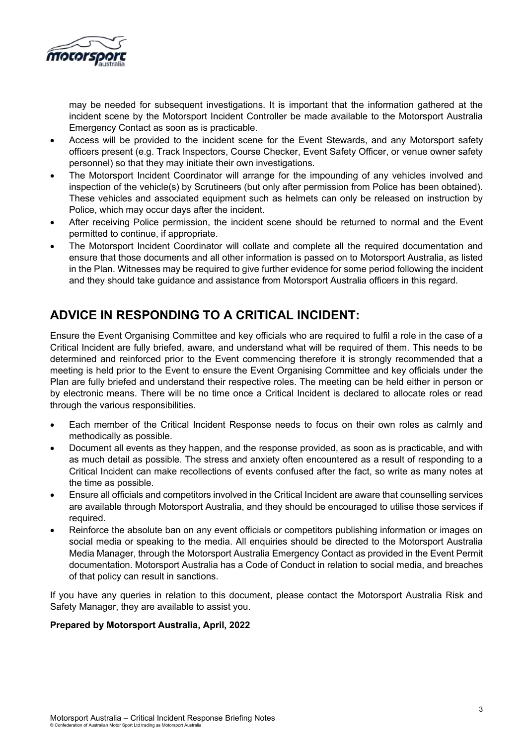may be needed for subsequent investigations. It is important that the information gathered at the incident scene by the Motorsport Incident Controller be made available to the Motorsport Australia Emergency Contact as soon as is practicable.

- Access will be provided to the incident scene for the Event Stewards, and any Motorsport safety officers present (e.g. Track Inspectors, Course Checker, Event Safety Officer, or venue owner safety personnel) so that they may initiate their own investigations.
- The Motorsport Incident Coordinator will arrange for the impounding of any vehicles involved and inspection of the vehicle(s) by Scrutineers (but only after permission from Police has been obtained). These vehicles and associated equipment such as helmets can only be released on instruction by Police, which may occur days after the incident.
- After receiving Police permission, the incident scene should be returned to normal and the Event permitted to continue, if appropriate.
- The Motorsport Incident Coordinator will collate and complete all the required documentation and ensure that those documents and all other information is passed on to Motorsport Australia, as listed in the Plan. Witnesses may be required to give further evidence for some period following the incident and they should take guidance and assistance from Motorsport Australia officers in this regard.

## ADVICE IN RESPONDING TO A CRITICAL INCIDENT:

Ensure the Event Organising Committee and key officials who are required to fulfil a role in the case of a Critical Incident are fully briefed, aware, and understand what will be required of them. This needs to be determined and reinforced prior to the Event commencing therefore it is strongly recommended that a meeting is held prior to the Event to ensure the Event Organising Committee and key officials under the Plan are fully briefed and understand their respective roles. The meeting can be held either in person or by electronic means. There will be no time once a Critical Incident is declared to allocate roles or read through the various responsibilities.

- Each member of the Critical Incident Response needs to focus on their own roles as calmly and methodically as possible.
- Document all events as they happen, and the response provided, as soon as is practicable, and with as much detail as possible. The stress and anxiety often encountered as a result of responding to a Critical Incident can make recollections of events confused after the fact, so write as many notes at the time as possible.
- Ensure all officials and competitors involved in the Critical Incident are aware that counselling services are available through Motorsport Australia, and they should be encouraged to utilise those services if required.
- Reinforce the absolute ban on any event officials or competitors publishing information or images on social media or speaking to the media. All enquiries should be directed to the Motorsport Australia Media Manager, through the Motorsport Australia Emergency Contact as provided in the Event Permit documentation. Motorsport Australia has a Code of Conduct in relation to social media, and breaches of that policy can result in sanctions.

If you have any queries in relation to this document, please contact the Motorsport Australia Risk and Safety Manager, they are available to assist you.

**Prepared by Motorsport Australia, April, 2022**